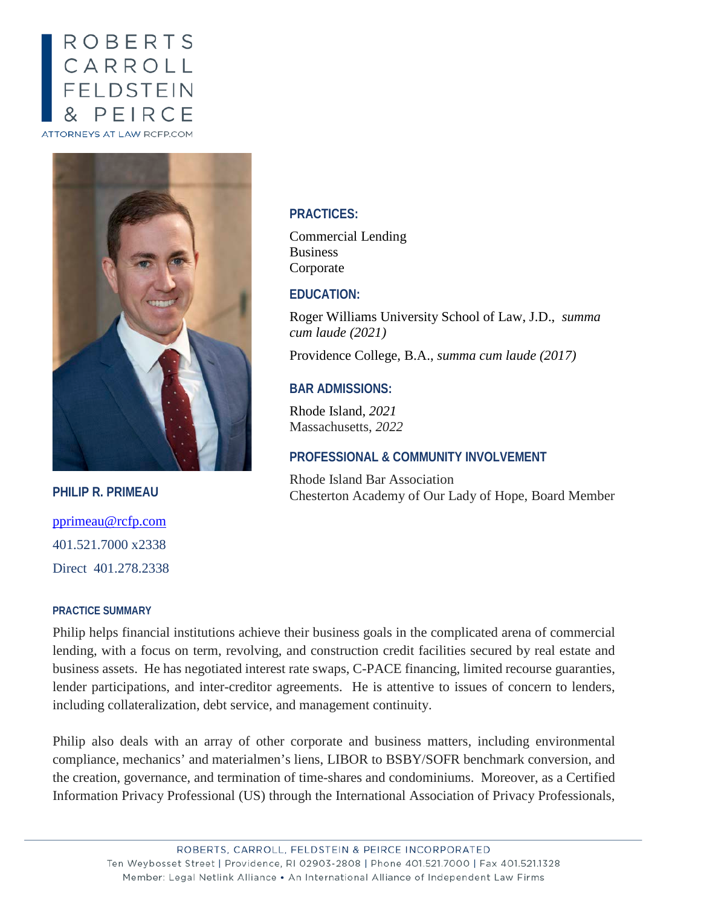ROBERTS
CARROLL
FELDSTEIN
& PEIRCE

ATTORNEYS AT LAW RCFP.COM

## PHILIP R. PRIMEAU

pprimeau@rcfp.com

401.521.7000 x2338

Direct 401.278.2338

### PRACTICES:

Commercial Lending
Business
Corporate

### EDUCATION:

Roger Williams University School of Law, J.D., *summa cum laude (2021)*

Providence College, B.A., *summa cum laude (2017)*

### BAR ADMISSIONS:

Rhode Island, *2021*
Massachusetts, *2022*

### PROFESSIONAL & COMMUNITY INVOLVEMENT

Rhode Island Bar Association
Chesterton Academy of Our Lady of Hope, Board Member

### PRACTICE SUMMARY

Philip helps financial institutions achieve their business goals in the complicated arena of commercial lending, with a focus on term, revolving, and construction credit facilities secured by real estate and business assets. He has negotiated interest rate swaps, C-PACE financing, limited recourse guaranties, lender participations, and inter-creditor agreements. He is attentive to issues of concern to lenders, including collateralization, debt service, and management continuity.

Philip also deals with an array of other corporate and business matters, including environmental compliance, mechanics' and materialmen's liens, LIBOR to BSBY/SOFR benchmark conversion, and the creation, governance, and termination of time-shares and condominiums. Moreover, as a Certified Information Privacy Professional (US) through the International Association of Privacy Professionals,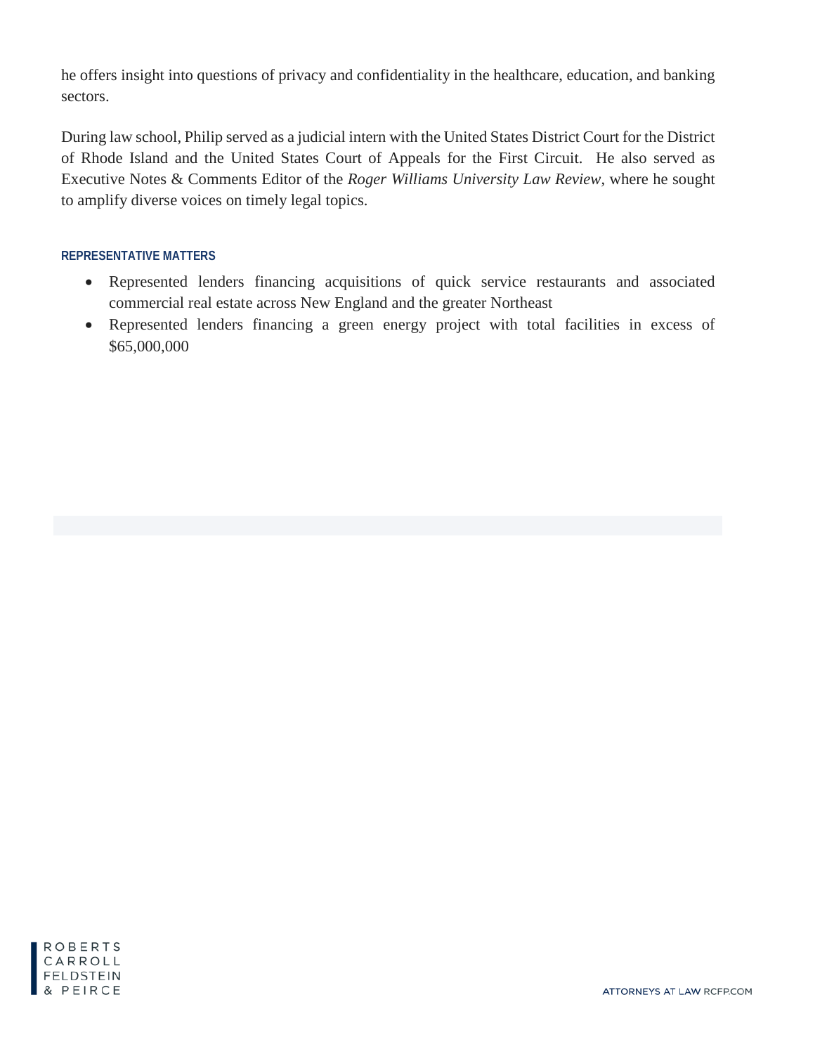he offers insight into questions of privacy and confidentiality in the healthcare, education, and banking sectors.

During law school, Philip served as a judicial intern with the United States District Court for the District of Rhode Island and the United States Court of Appeals for the First Circuit. He also served as Executive Notes & Comments Editor of the *Roger Williams University Law Review*, where he sought to amplify diverse voices on timely legal topics.

### REPRESENTATIVE MATTERS

- Represented lenders financing acquisitions of quick service restaurants and associated commercial real estate across New England and the greater Northeast
- Represented lenders financing a green energy project with total facilities in excess of $65,000,000